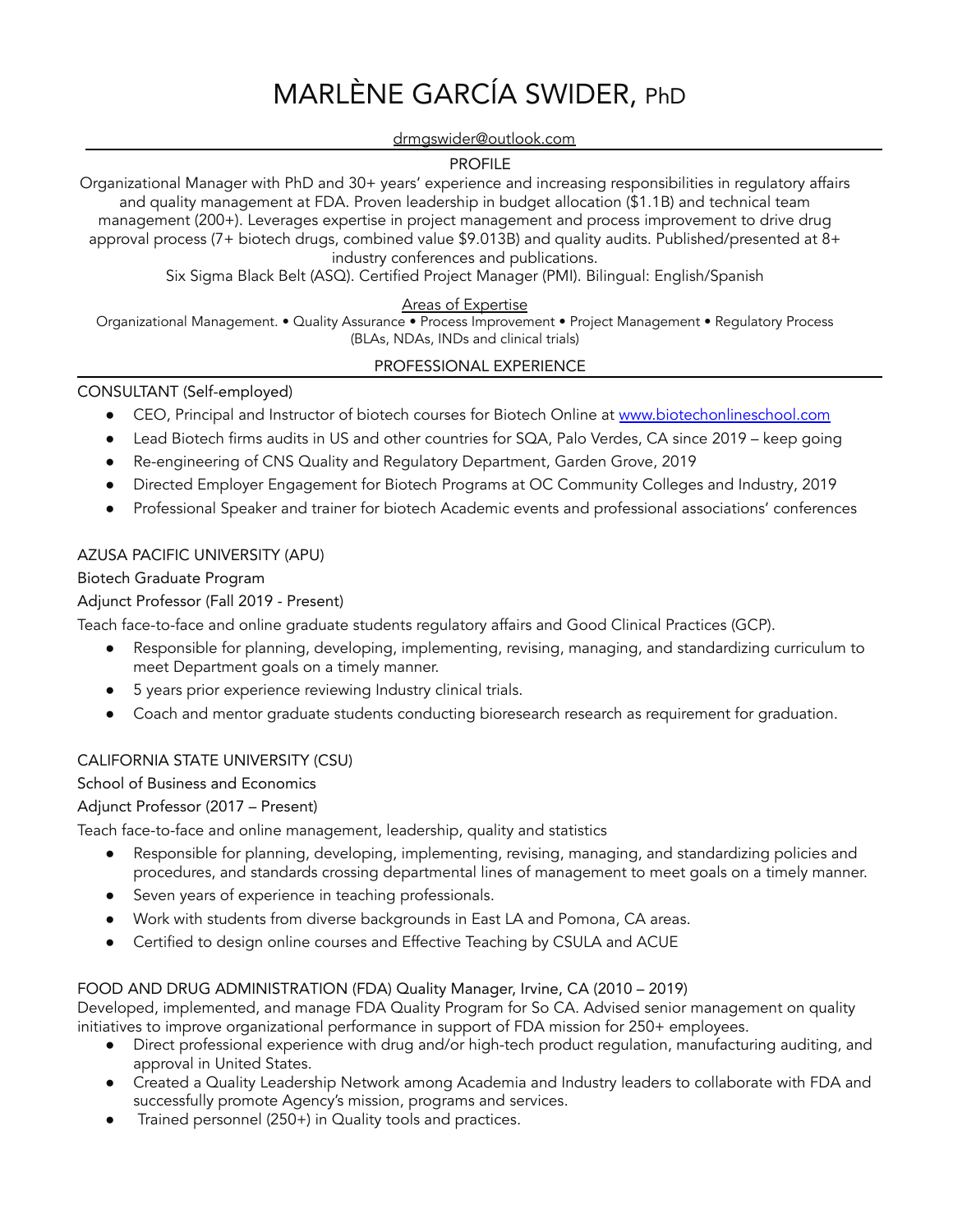# MARLÈNE GARCÍA SWIDER, PhD

drmgswider@outlook.com

## PROFILE

Organizational Manager with PhD and 30+ years' experience and increasing responsibilities in regulatory affairs and quality management at FDA. Proven leadership in budget allocation ($1.1B) and technical team management (200+). Leverages expertise in project management and process improvement to drive drug approval process (7+ biotech drugs, combined value $9.013B) and quality audits. Published/presented at 8+ industry conferences and publications.

Six Sigma Black Belt (ASQ). Certified Project Manager (PMI). Bilingual: English/Spanish

### Areas of Expertise

Organizational Management. • Quality Assurance • Process Improvement • Project Management • Regulatory Process (BLAs, NDAs, INDs and clinical trials)

## PROFESSIONAL EXPERIENCE

CONSULTANT (Self-employed)

- CEO, Principal and Instructor of biotech courses for Biotech Online at www.biotechonlineschool.com
- Lead Biotech firms audits in US and other countries for SQA, Palo Verdes, CA since 2019 – keep going
- Re-engineering of CNS Quality and Regulatory Department, Garden Grove, 2019
- Directed Employer Engagement for Biotech Programs at OC Community Colleges and Industry, 2019
- Professional Speaker and trainer for biotech Academic events and professional associations' conferences

AZUSA PACIFIC UNIVERSITY (APU)

Biotech Graduate Program

Adjunct Professor (Fall 2019 - Present)

Teach face-to-face and online graduate students regulatory affairs and Good Clinical Practices (GCP).

- Responsible for planning, developing, implementing, revising, managing, and standardizing curriculum to meet Department goals on a timely manner.
- 5 years prior experience reviewing Industry clinical trials.
- Coach and mentor graduate students conducting bioresearch research as requirement for graduation.

CALIFORNIA STATE UNIVERSITY (CSU)

School of Business and Economics

Adjunct Professor (2017 – Present)

Teach face-to-face and online management, leadership, quality and statistics

- Responsible for planning, developing, implementing, revising, managing, and standardizing policies and procedures, and standards crossing departmental lines of management to meet goals on a timely manner.
- Seven years of experience in teaching professionals.
- Work with students from diverse backgrounds in East LA and Pomona, CA areas.
- Certified to design online courses and Effective Teaching by CSULA and ACUE

FOOD AND DRUG ADMINISTRATION (FDA) Quality Manager, Irvine, CA (2010 – 2019)

Developed, implemented, and manage FDA Quality Program for So CA. Advised senior management on quality initiatives to improve organizational performance in support of FDA mission for 250+ employees.

- Direct professional experience with drug and/or high-tech product regulation, manufacturing auditing, and approval in United States.
- Created a Quality Leadership Network among Academia and Industry leaders to collaborate with FDA and successfully promote Agency's mission, programs and services.
- Trained personnel (250+) in Quality tools and practices.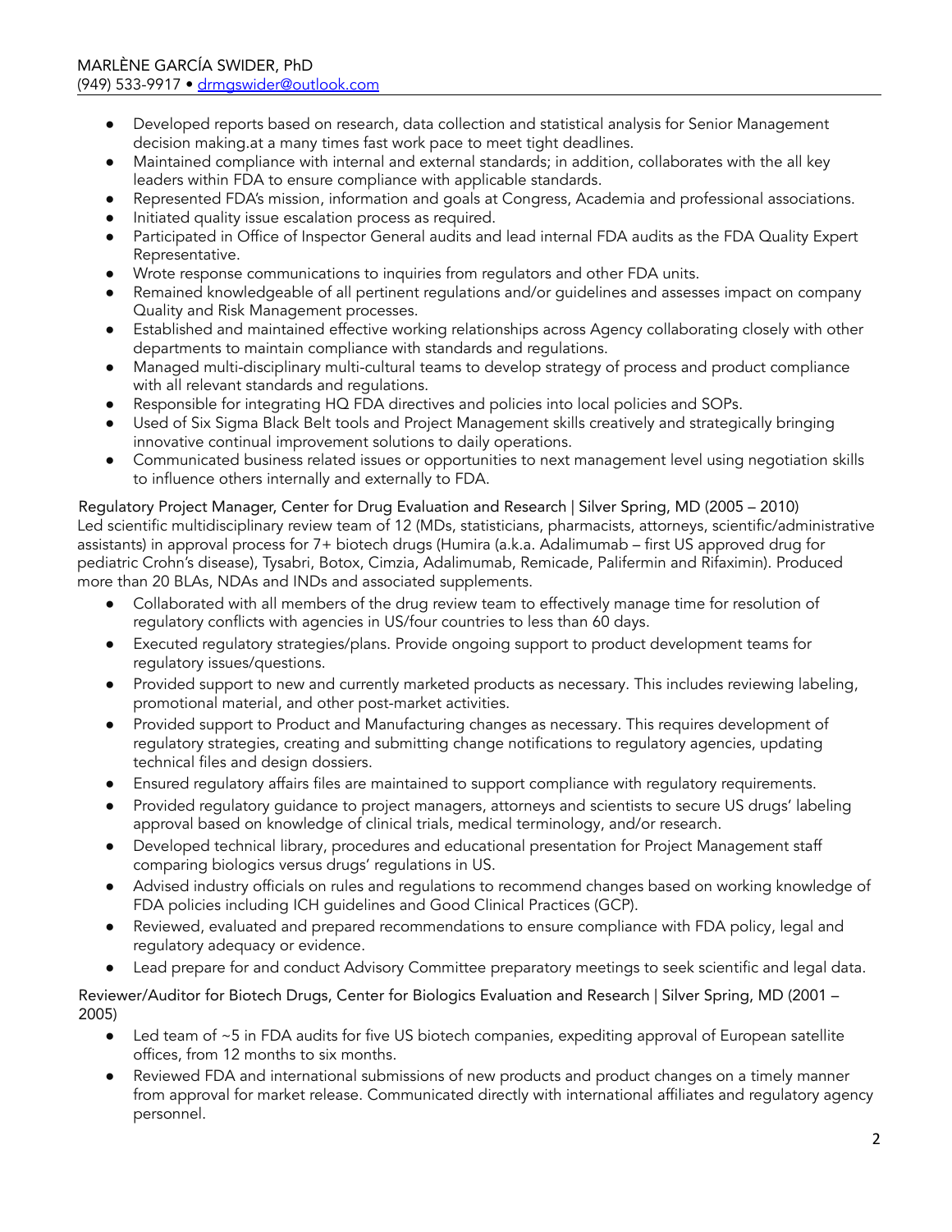- Developed reports based on research, data collection and statistical analysis for Senior Management decision making.at a many times fast work pace to meet tight deadlines.
- Maintained compliance with internal and external standards; in addition, collaborates with the all key leaders within FDA to ensure compliance with applicable standards.
- Represented FDA's mission, information and goals at Congress, Academia and professional associations.
- Initiated quality issue escalation process as required.
- Participated in Office of Inspector General audits and lead internal FDA audits as the FDA Quality Expert Representative.
- Wrote response communications to inquiries from regulators and other FDA units.
- Remained knowledgeable of all pertinent regulations and/or guidelines and assesses impact on company Quality and Risk Management processes.
- Established and maintained effective working relationships across Agency collaborating closely with other departments to maintain compliance with standards and regulations.
- Managed multi-disciplinary multi-cultural teams to develop strategy of process and product compliance with all relevant standards and regulations.
- Responsible for integrating HQ FDA directives and policies into local policies and SOPs.
- Used of Six Sigma Black Belt tools and Project Management skills creatively and strategically bringing innovative continual improvement solutions to daily operations.
- Communicated business related issues or opportunities to next management level using negotiation skills to influence others internally and externally to FDA.

Regulatory Project Manager, Center for Drug Evaluation and Research | Silver Spring, MD (2005 – 2010)
Led scientific multidisciplinary review team of 12 (MDs, statisticians, pharmacists, attorneys, scientific/administrative assistants) in approval process for 7+ biotech drugs (Humira (a.k.a. Adalimumab – first US approved drug for pediatric Crohn's disease), Tysabri, Botox, Cimzia, Adalimumab, Remicade, Palifermin and Rifaximin). Produced more than 20 BLAs, NDAs and INDs and associated supplements.

- Collaborated with all members of the drug review team to effectively manage time for resolution of regulatory conflicts with agencies in US/four countries to less than 60 days.
- Executed regulatory strategies/plans. Provide ongoing support to product development teams for regulatory issues/questions.
- Provided support to new and currently marketed products as necessary. This includes reviewing labeling, promotional material, and other post-market activities.
- Provided support to Product and Manufacturing changes as necessary. This requires development of regulatory strategies, creating and submitting change notifications to regulatory agencies, updating technical files and design dossiers.
- Ensured regulatory affairs files are maintained to support compliance with regulatory requirements.
- Provided regulatory guidance to project managers, attorneys and scientists to secure US drugs' labeling approval based on knowledge of clinical trials, medical terminology, and/or research.
- Developed technical library, procedures and educational presentation for Project Management staff comparing biologics versus drugs' regulations in US.
- Advised industry officials on rules and regulations to recommend changes based on working knowledge of FDA policies including ICH guidelines and Good Clinical Practices (GCP).
- Reviewed, evaluated and prepared recommendations to ensure compliance with FDA policy, legal and regulatory adequacy or evidence.
- Lead prepare for and conduct Advisory Committee preparatory meetings to seek scientific and legal data.

Reviewer/Auditor for Biotech Drugs, Center for Biologics Evaluation and Research | Silver Spring, MD (2001 – 2005)

- Led team of ~5 in FDA audits for five US biotech companies, expediting approval of European satellite offices, from 12 months to six months.
- Reviewed FDA and international submissions of new products and product changes on a timely manner from approval for market release. Communicated directly with international affiliates and regulatory agency personnel.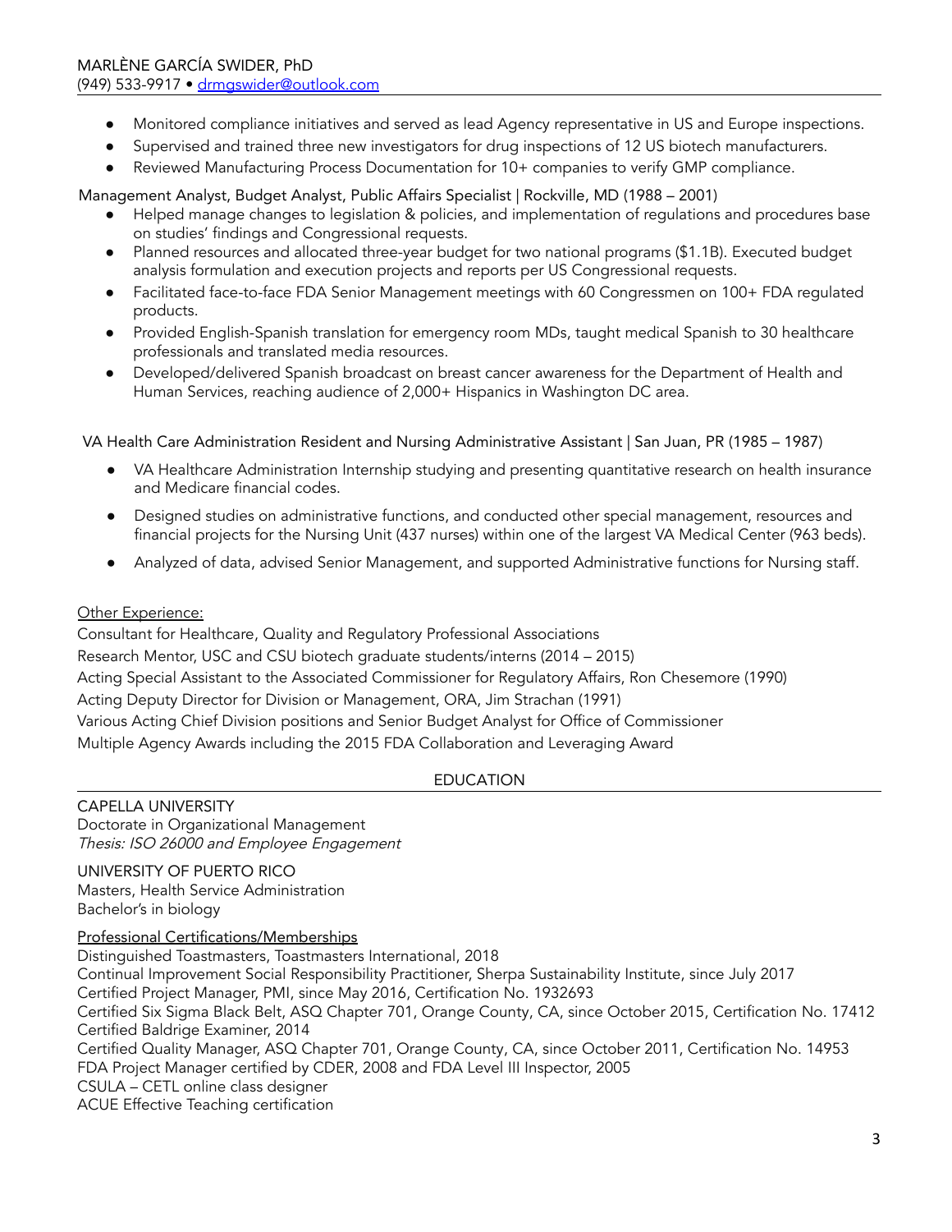- Monitored compliance initiatives and served as lead Agency representative in US and Europe inspections.
- Supervised and trained three new investigators for drug inspections of 12 US biotech manufacturers.
- Reviewed Manufacturing Process Documentation for 10+ companies to verify GMP compliance.

Management Analyst, Budget Analyst, Public Affairs Specialist | Rockville, MD (1988 – 2001)

- Helped manage changes to legislation & policies, and implementation of regulations and procedures base on studies' findings and Congressional requests.
- Planned resources and allocated three-year budget for two national programs ($1.1B). Executed budget analysis formulation and execution projects and reports per US Congressional requests.
- Facilitated face-to-face FDA Senior Management meetings with 60 Congressmen on 100+ FDA regulated products.
- Provided English-Spanish translation for emergency room MDs, taught medical Spanish to 30 healthcare professionals and translated media resources.
- Developed/delivered Spanish broadcast on breast cancer awareness for the Department of Health and Human Services, reaching audience of 2,000+ Hispanics in Washington DC area.

VA Health Care Administration Resident and Nursing Administrative Assistant | San Juan, PR (1985 – 1987)

- VA Healthcare Administration Internship studying and presenting quantitative research on health insurance and Medicare financial codes.
- Designed studies on administrative functions, and conducted other special management, resources and financial projects for the Nursing Unit (437 nurses) within one of the largest VA Medical Center (963 beds).
- Analyzed of data, advised Senior Management, and supported Administrative functions for Nursing staff.

Other Experience:

Consultant for Healthcare, Quality and Regulatory Professional Associations
Research Mentor, USC and CSU biotech graduate students/interns (2014 – 2015)
Acting Special Assistant to the Associated Commissioner for Regulatory Affairs, Ron Chesemore (1990)
Acting Deputy Director for Division or Management, ORA, Jim Strachan (1991)
Various Acting Chief Division positions and Senior Budget Analyst for Office of Commissioner
Multiple Agency Awards including the 2015 FDA Collaboration and Leveraging Award

## EDUCATION

CAPELLA UNIVERSITY
Doctorate in Organizational Management
*Thesis: ISO 26000 and Employee Engagement*

UNIVERSITY OF PUERTO RICO
Masters, Health Service Administration
Bachelor's in biology

Professional Certifications/Memberships

Distinguished Toastmasters, Toastmasters International, 2018
Continual Improvement Social Responsibility Practitioner, Sherpa Sustainability Institute, since July 2017
Certified Project Manager, PMI, since May 2016, Certification No. 1932693
Certified Six Sigma Black Belt, ASQ Chapter 701, Orange County, CA, since October 2015, Certification No. 17412
Certified Baldrige Examiner, 2014
Certified Quality Manager, ASQ Chapter 701, Orange County, CA, since October 2011, Certification No. 14953
FDA Project Manager certified by CDER, 2008 and FDA Level III Inspector, 2005
CSULA – CETL online class designer
ACUE Effective Teaching certification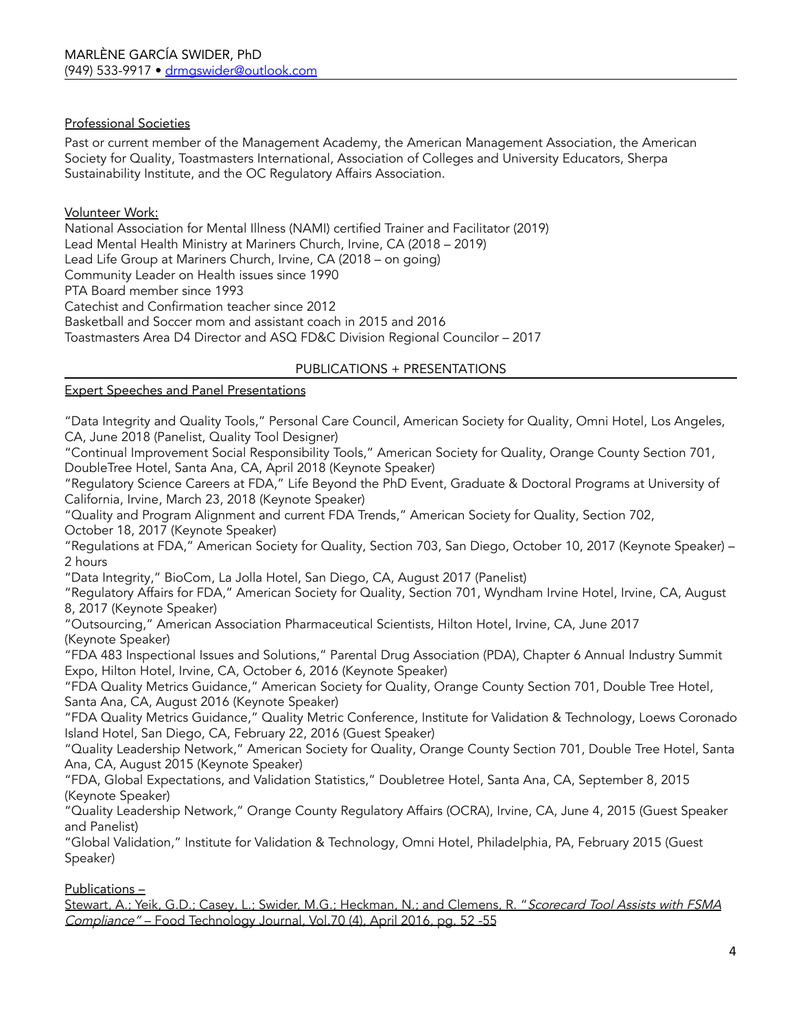## Professional Societies

Past or current member of the Management Academy, the American Management Association, the American Society for Quality, Toastmasters International, Association of Colleges and University Educators, Sherpa Sustainability Institute, and the OC Regulatory Affairs Association.

## Volunteer Work:

National Association for Mental Illness (NAMI) certified Trainer and Facilitator (2019)
Lead Mental Health Ministry at Mariners Church, Irvine, CA (2018 – 2019)
Lead Life Group at Mariners Church, Irvine, CA (2018 – on going)
Community Leader on Health issues since 1990
PTA Board member since 1993
Catechist and Confirmation teacher since 2012
Basketball and Soccer mom and assistant coach in 2015 and 2016
Toastmasters Area D4 Director and ASQ FD&C Division Regional Councilor – 2017

# PUBLICATIONS + PRESENTATIONS

## Expert Speeches and Panel Presentations

"Data Integrity and Quality Tools," Personal Care Council, American Society for Quality, Omni Hotel, Los Angeles, CA, June 2018 (Panelist, Quality Tool Designer)

"Continual Improvement Social Responsibility Tools," American Society for Quality, Orange County Section 701, DoubleTree Hotel, Santa Ana, CA, April 2018 (Keynote Speaker)

"Regulatory Science Careers at FDA," Life Beyond the PhD Event, Graduate & Doctoral Programs at University of California, Irvine, March 23, 2018 (Keynote Speaker)

"Quality and Program Alignment and current FDA Trends," American Society for Quality, Section 702, October 18, 2017 (Keynote Speaker)

"Regulations at FDA," American Society for Quality, Section 703, San Diego, October 10, 2017 (Keynote Speaker) – 2 hours

"Data Integrity," BioCom, La Jolla Hotel, San Diego, CA, August 2017 (Panelist)

"Regulatory Affairs for FDA," American Society for Quality, Section 701, Wyndham Irvine Hotel, Irvine, CA, August 8, 2017 (Keynote Speaker)

"Outsourcing," American Association Pharmaceutical Scientists, Hilton Hotel, Irvine, CA, June 2017 (Keynote Speaker)

"FDA 483 Inspectional Issues and Solutions," Parental Drug Association (PDA), Chapter 6 Annual Industry Summit Expo, Hilton Hotel, Irvine, CA, October 6, 2016 (Keynote Speaker)

"FDA Quality Metrics Guidance," American Society for Quality, Orange County Section 701, Double Tree Hotel, Santa Ana, CA, August 2016 (Keynote Speaker)

"FDA Quality Metrics Guidance," Quality Metric Conference, Institute for Validation & Technology, Loews Coronado Island Hotel, San Diego, CA, February 22, 2016 (Guest Speaker)

"Quality Leadership Network," American Society for Quality, Orange County Section 701, Double Tree Hotel, Santa Ana, CA, August 2015 (Keynote Speaker)

"FDA, Global Expectations, and Validation Statistics," Doubletree Hotel, Santa Ana, CA, September 8, 2015 (Keynote Speaker)

"Quality Leadership Network," Orange County Regulatory Affairs (OCRA), Irvine, CA, June 4, 2015 (Guest Speaker and Panelist)

"Global Validation," Institute for Validation & Technology, Omni Hotel, Philadelphia, PA, February 2015 (Guest Speaker)

## Publications –

Stewart, A.; Yeik, G.D.; Casey, L.; Swider, M.G.; Heckman, N.; and Clemens, R. "*Scorecard Tool Assists with FSMA Compliance*" – Food Technology Journal, Vol.70 (4), April 2016, pg. 52 -55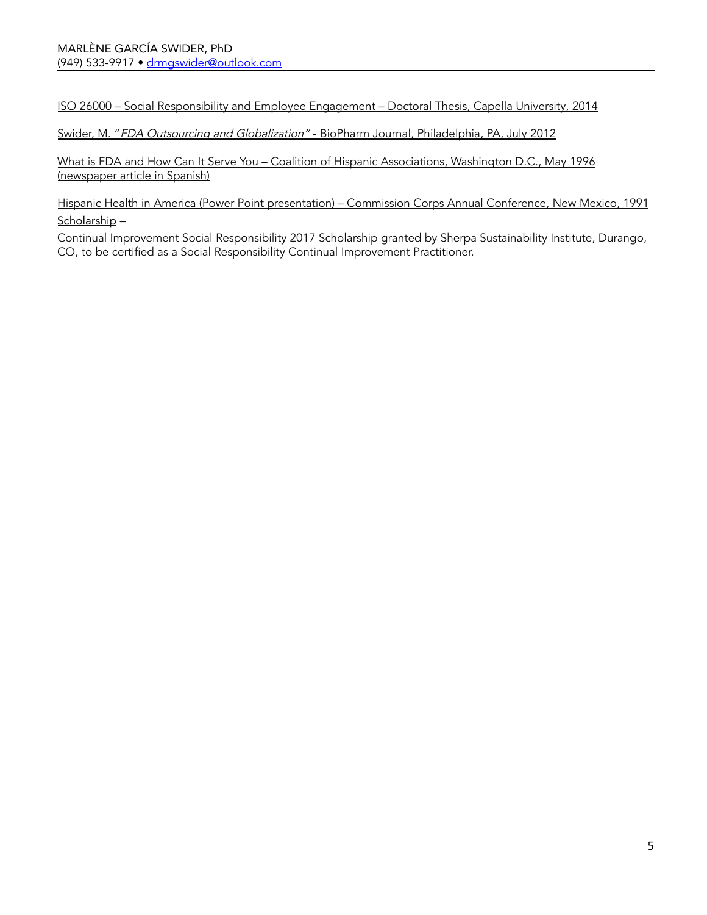ISO 26000 – Social Responsibility and Employee Engagement – Doctoral Thesis, Capella University, 2014

Swider, M. "*FDA Outsourcing and Globalization"* - BioPharm Journal, Philadelphia, PA, July 2012

What is FDA and How Can It Serve You – Coalition of Hispanic Associations, Washington D.C., May 1996 (newspaper article in Spanish)

Hispanic Health in America (Power Point presentation) – Commission Corps Annual Conference, New Mexico, 1991

Scholarship –

Continual Improvement Social Responsibility 2017 Scholarship granted by Sherpa Sustainability Institute, Durango, CO, to be certified as a Social Responsibility Continual Improvement Practitioner.